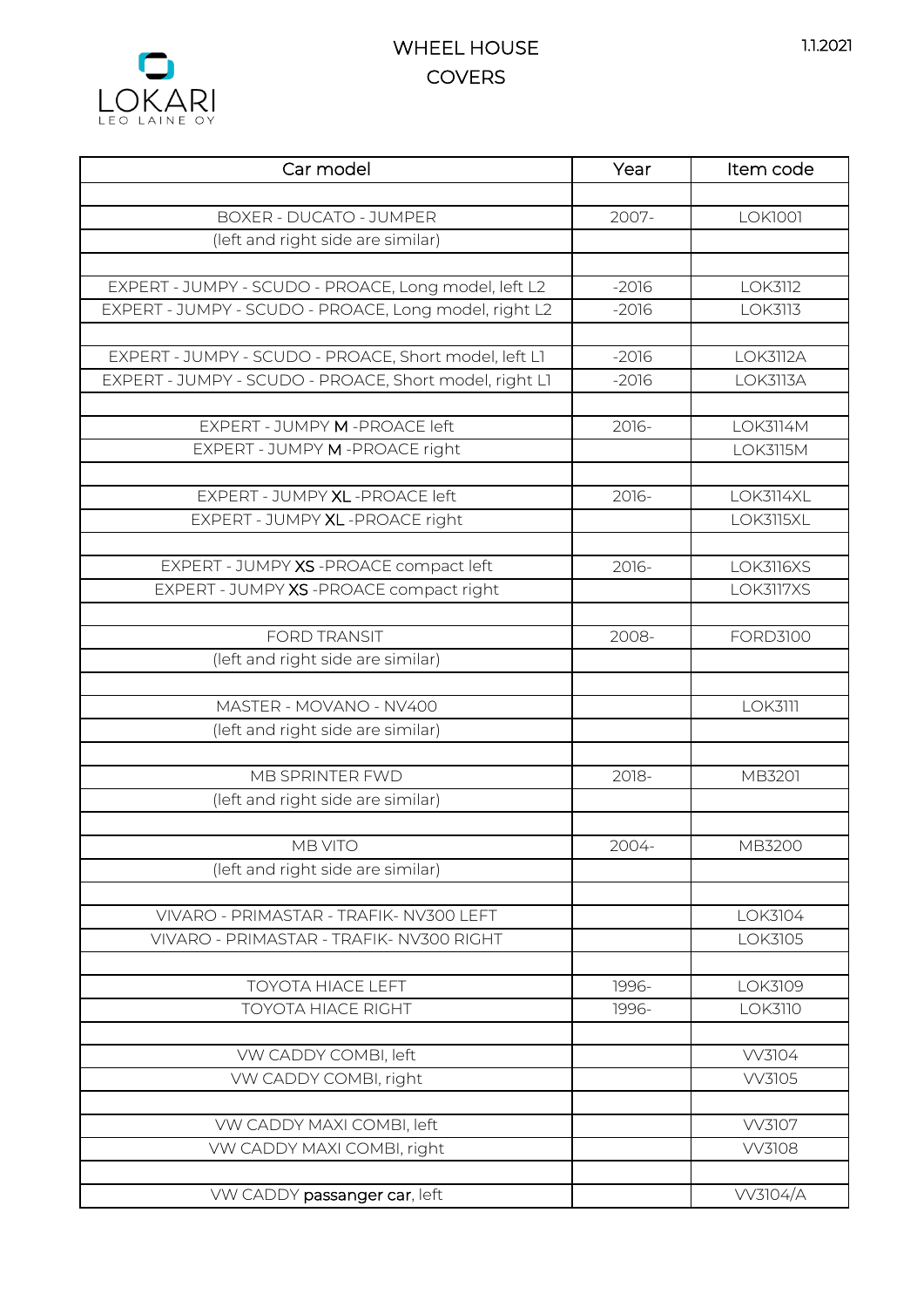LOKARI
LEO LAINE OY

# WHEEL HOUSE COVERS

1.1.2021

| Car model | Year | Item code |
|---|---|---|
| | | |
| BOXER - DUCATO - JUMPER | 2007- | LOK1001 |
| (left and right side are similar) | | |
| | | |
| EXPERT - JUMPY - SCUDO - PROACE, Long model, left L2 | -2016 | LOK3112 |
| EXPERT - JUMPY - SCUDO - PROACE, Long model, right L2 | -2016 | LOK3113 |
| | | |
| EXPERT - JUMPY - SCUDO - PROACE, Short model, left L1 | -2016 | LOK3112A |
| EXPERT - JUMPY - SCUDO - PROACE, Short model, right L1 | -2016 | LOK3113A |
| | | |
| EXPERT - JUMPY **M** -PROACE left | 2016- | LOK3114M |
| EXPERT - JUMPY **M** -PROACE right | | LOK3115M |
| | | |
| EXPERT - JUMPY **XL** -PROACE left | 2016- | LOK3114XL |
| EXPERT - JUMPY **XL** -PROACE right | | LOK3115XL |
| | | |
| EXPERT - JUMPY **XS** -PROACE compact left | 2016- | LOK3116XS |
| EXPERT - JUMPY **XS** -PROACE compact right | | LOK3117XS |
| | | |
| FORD TRANSIT | 2008- | FORD3100 |
| (left and right side are similar) | | |
| | | |
| MASTER - MOVANO - NV400 | | LOK3111 |
| (left and right side are similar) | | |
| | | |
| MB SPRINTER FWD | 2018- | MB3201 |
| (left and right side are similar) | | |
| | | |
| MB VITO | 2004- | MB3200 |
| (left and right side are similar) | | |
| | | |
| VIVARO - PRIMASTAR - TRAFIK- NV300 LEFT | | LOK3104 |
| VIVARO - PRIMASTAR - TRAFIK- NV300 RIGHT | | LOK3105 |
| | | |
| TOYOTA HIACE LEFT | 1996- | LOK3109 |
| TOYOTA HIACE RIGHT | 1996- | LOK3110 |
| | | |
| VW CADDY COMBI, left | | VV3104 |
| VW CADDY COMBI, right | | VV3105 |
| | | |
| VW CADDY MAXI COMBI, left | | VV3107 |
| VW CADDY MAXI COMBI, right | | VV3108 |
| | | |
| VW CADDY **passanger car**, left | | VV3104/A |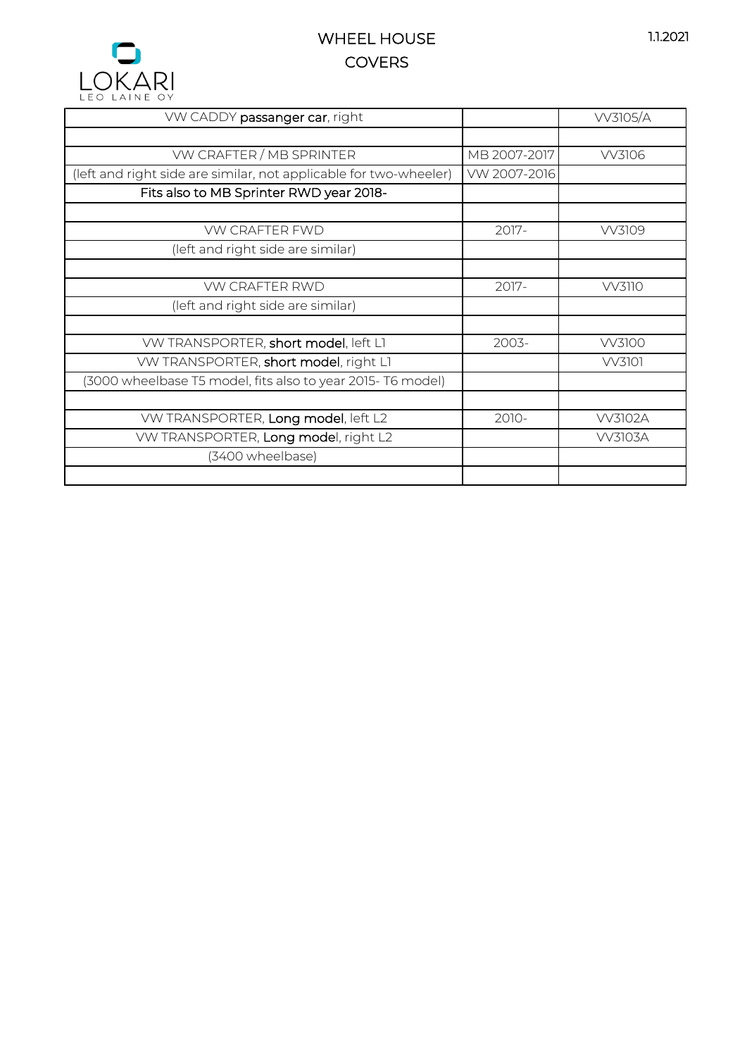# WHEEL HOUSE COVERS

| | | |
|---|---|---|
| VW CADDY **passanger car**, right | | VV3105/A |
| | | |
| VW CRAFTER / MB SPRINTER | MB 2007-2017 | VV3106 |
| (left and right side are similar, not applicable for two-wheeler) | VW 2007-2016 | |
| Fits also to MB Sprinter RWD year 2018- | | |
| | | |
| VW CRAFTER FWD | 2017- | VV3109 |
| (left and right side are similar) | | |
| | | |
| VW CRAFTER RWD | 2017- | VV3110 |
| (left and right side are similar) | | |
| | | |
| VW TRANSPORTER, **short model**, left L1 | 2003- | VV3100 |
| VW TRANSPORTER, **short model**, right L1 | | VV3101 |
| (3000 wheelbase T5 model, fits also to year 2015- T6 model) | | |
| | | |
| VW TRANSPORTER, **Long model**, left L2 | 2010- | VV3102A |
| VW TRANSPORTER, **Long model**, right L2 | | VV3103A |
| (3400 wheelbase) | | |
| | | |